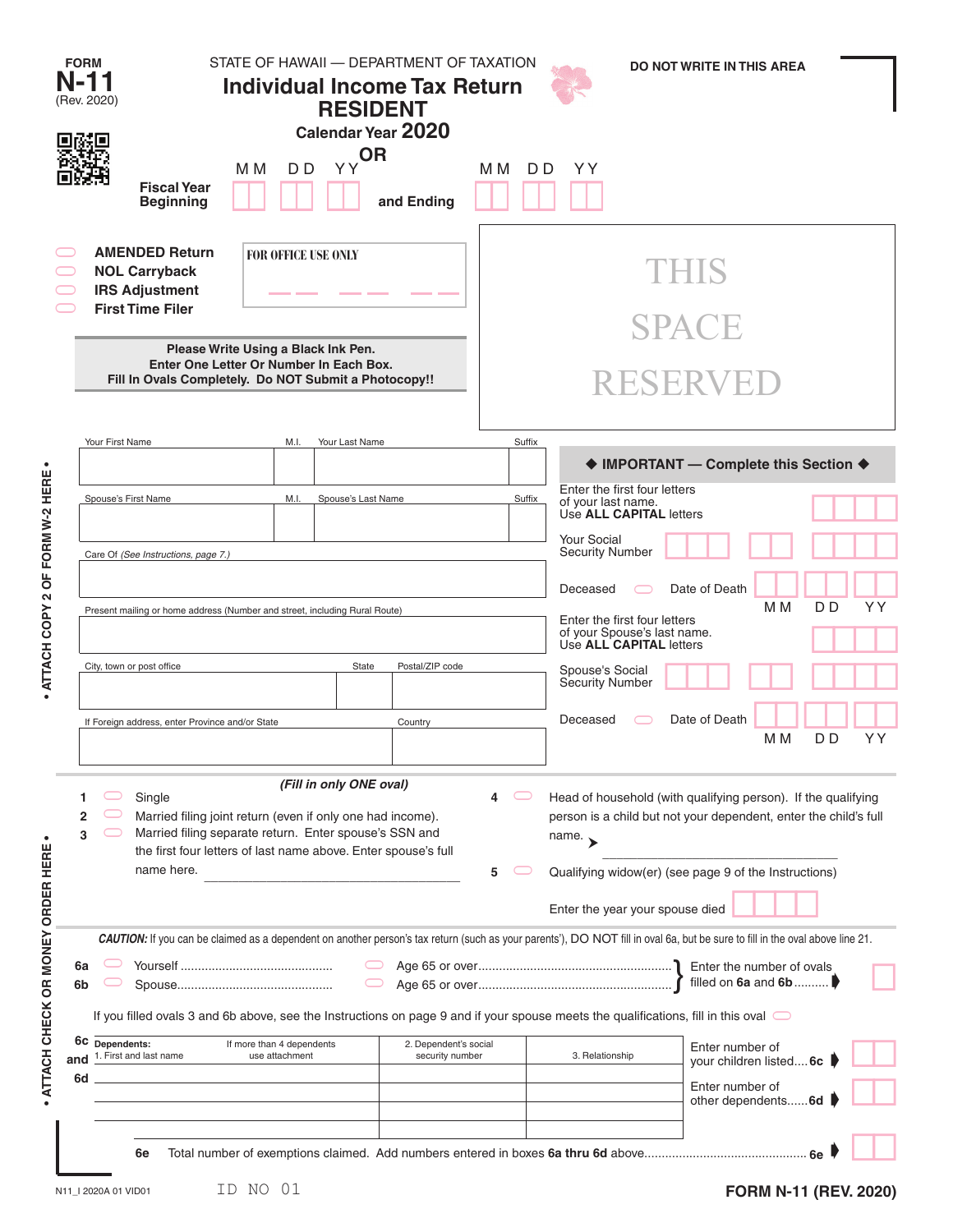FORM **N-11** (Rev. 2020)

STATE OF HAWAII — DEPARTMENT OF TAXATION

# Individual Income Tax Return RESIDENT

## Calendar Year 2020

**OR**

**Fiscal Year Beginning** MM DD YY **and Ending** MM DD YY

**DO NOT WRITE IN THIS AREA**

- **AMENDED Return**
- **NOL Carryback**
- **IRS Adjustment**
- **First Time Filer**

FOR OFFICE USE ONLY

THIS SPACE RESERVED

**Please Write Using a Black Ink Pen.**
**Enter One Letter Or Number In Each Box.**
**Fill In Ovals Completely. Do NOT Submit a Photocopy!!**

• ATTACH COPY 2 OF FORM W-2 HERE •

| Your First Name | M.I. | Your Last Name | Suffix |
|---|---|---|---|
| | | | |
| **Spouse's First Name** | **M.I.** | **Spouse's Last Name** | **Suffix** |
| | | | |

Care Of *(See Instructions, page 7.)*

Present mailing or home address (Number and street, including Rural Route)

| City, town or post office | State | Postal/ZIP code |
|---|---|---|
| | | |

| If Foreign address, enter Province and/or State | Country |
|---|---|
| | |

**◆ IMPORTANT — Complete this Section ◆**

Enter the first four letters of your last name. Use **ALL CAPITAL** letters

Your Social Security Number

Deceased ◯ Date of Death MM DD YY

Enter the first four letters of your Spouse's last name. Use **ALL CAPITAL** letters

Spouse's Social Security Number

Deceased ◯ Date of Death MM DD YY

*(Fill in only ONE oval)*

1. ◯ Single
2. ◯ Married filing joint return (even if only one had income).
3. ◯ Married filing separate return. Enter spouse's SSN and the first four letters of last name above. Enter spouse's full name here. ______________________
4. ◯ Head of household (with qualifying person). If the qualifying person is a child but not your dependent, enter the child's full name. ➤ ______________________
5. ◯ Qualifying widow(er) (see page 9 of the Instructions)

Enter the year your spouse died

**CAUTION:** If you can be claimed as a dependent on another person's tax return (such as your parents'), DO NOT fill in oval 6a, but be sure to fill in the oval above line 21.

**6a** ◯ Yourself .......................... ◯ Age 65 or over..........................
**6b** ◯ Spouse............................ ◯ Age 65 or over..........................

Enter the number of ovals filled on **6a** and **6b**.......... ➧

If you filled ovals 3 and 6b above, see the Instructions on page 9 and if your spouse meets the qualifications, fill in this oval ◯

• ATTACH CHECK OR MONEY ORDER HERE •

**6c and 6d**

| Dependents: 1. First and last name (If more than 4 dependents use attachment) | 2. Dependent's social security number | 3. Relationship |
|---|---|---|
| | | |
| | | |
| | | |
| | | |

Enter number of your children listed....**6c** ➧

Enter number of other dependents......**6d** ➧

**6e** Total number of exemptions claimed. Add numbers entered in boxes **6a thru 6d** above.......................................... **6e** ➧

N11_I 2020A 01 VID01 ID NO 01 **FORM N-11 (REV. 2020)**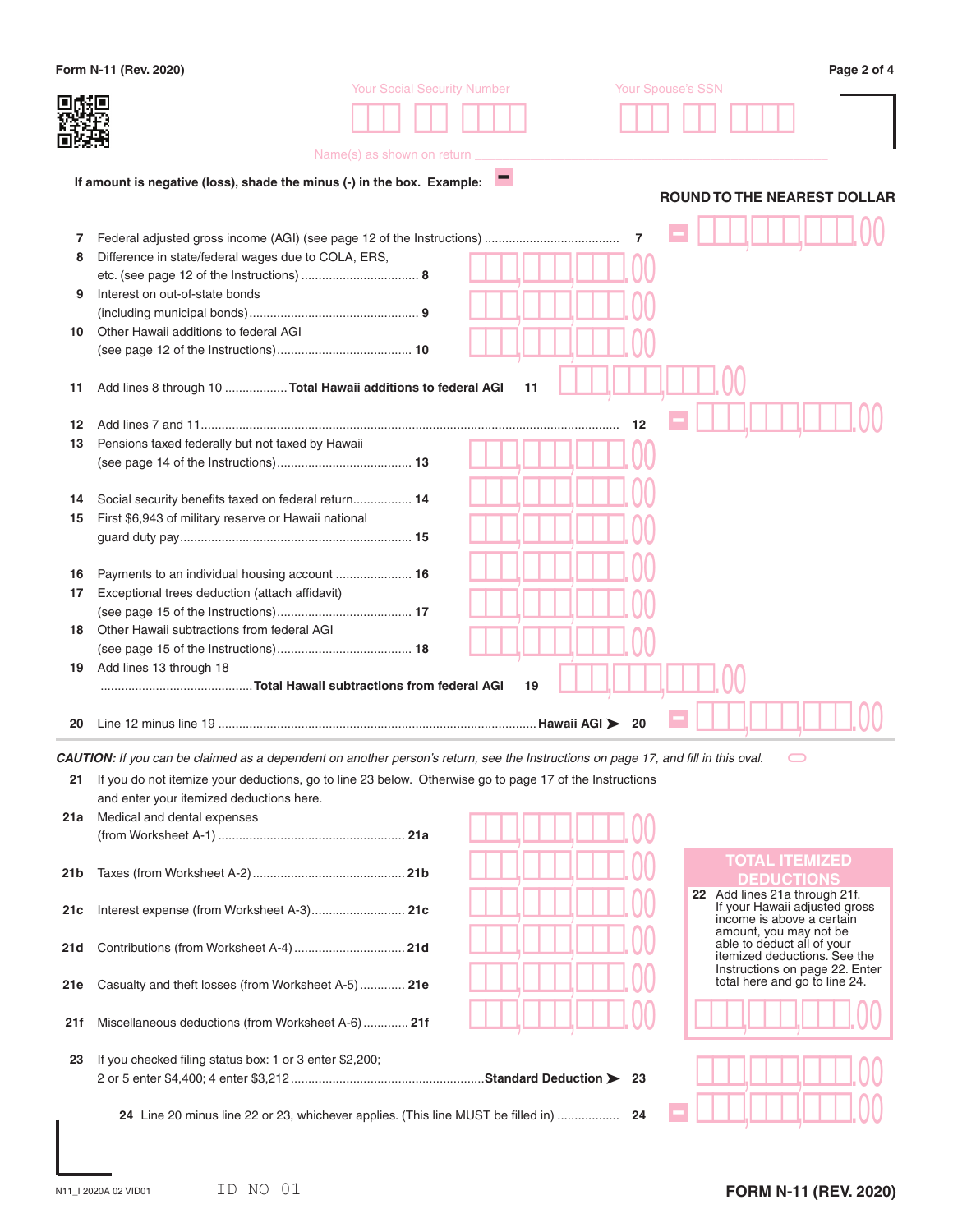Form N-11 (Rev. 2020)

Your Social Security Number　　　Your Spouse's SSN

Name(s) as shown on return

**If amount is negative (loss), shade the minus (-) in the box. Example:** −

**ROUND TO THE NEAREST DOLLAR**

7 Federal adjusted gross income (AGI) (see page 12 of the Instructions) .......................................... 7 − .00

8 Difference in state/federal wages due to COLA, ERS, etc. (see page 12 of the Instructions) ................................. 8 .00

9 Interest on out-of-state bonds (including municipal bonds) ................................................ 9 .00

10 Other Hawaii additions to federal AGI (see page 12 of the Instructions) ...................................... 10 .00

11 Add lines 8 through 10 .................. **Total Hawaii additions to federal AGI** 11 .00

12 Add lines 7 and 11 ........................................................................................................ 12 − .00

13 Pensions taxed federally but not taxed by Hawaii (see page 14 of the Instructions) ...................................... 13 .00

14 Social security benefits taxed on federal return................. 14 .00

15 First $6,943 of military reserve or Hawaii national guard duty pay ................................................................. 15 .00

16 Payments to an individual housing account ...................... 16 .00

17 Exceptional trees deduction (attach affidavit) (see page 15 of the Instructions) ...................................... 17 .00

18 Other Hawaii subtractions from federal AGI (see page 15 of the Instructions) ...................................... 18 .00

19 Add lines 13 through 18 ............................................ **Total Hawaii subtractions from federal AGI** 19 .00

20 Line 12 minus line 19 .......................................................................................... **Hawaii AGI ➤** 20 − .00

***CAUTION:*** *If you can be claimed as a dependent on another person's return, see the Instructions on page 17, and fill in this oval.* ⬭

21 If you do not itemize your deductions, go to line 23 below. Otherwise go to page 17 of the Instructions and enter your itemized deductions here.

21a Medical and dental expenses (from Worksheet A-1) ..................................................... 21a .00

21b Taxes (from Worksheet A-2) ........................................... 21b .00

21c Interest expense (from Worksheet A-3) ........................... 21c .00

21d Contributions (from Worksheet A-4) ................................ 21d .00

21e Casualty and theft losses (from Worksheet A-5) ............. 21e .00

21f Miscellaneous deductions (from Worksheet A-6) ............. 21f .00

**TOTAL ITEMIZED DEDUCTIONS**

22 Add lines 21a through 21f. If your Hawaii adjusted gross income is above a certain amount, you may not be able to deduct all of your itemized deductions. See the Instructions on page 22. Enter total here and go to line 24. .00

23 If you checked filing status box: 1 or 3 enter $2,200; 2 or 5 enter $4,400; 4 enter $3,212 ........................................................ **Standard Deduction ➤** 23 .00

24 Line 20 minus line 22 or 23, whichever applies. (This line MUST be filled in) .................. 24 − .00

N11_I 2020A 02 VID01　　ID NO 01

**FORM N-11 (REV. 2020)**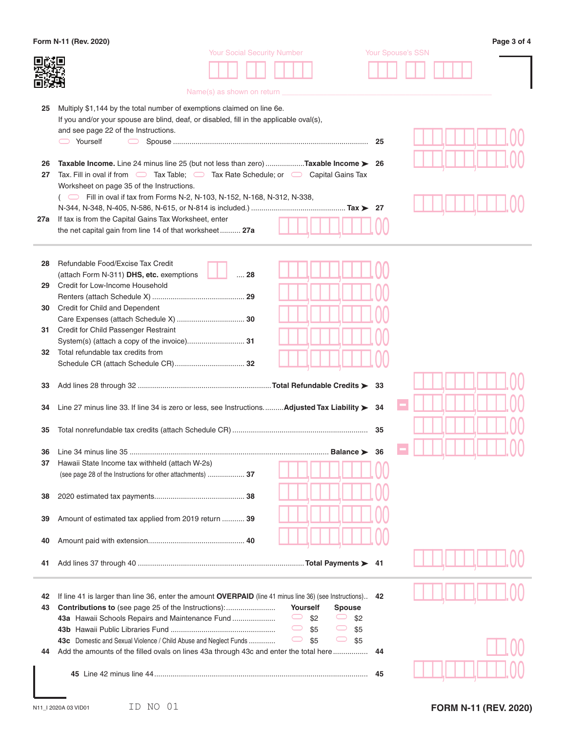Your Social Security Number

Your Spouse's SSN

Name(s) as shown on return

25 Multiply $1,144 by the total number of exemptions claimed on line 6e.
If you and/or your spouse are blind, deaf, or disabled, fill in the applicable oval(s), and see page 22 of the Instructions.
☐ Yourself ☐ Spouse .................... 25 .00

26 **Taxable Income.** Line 24 minus line 25 (but not less than zero) ..................**Taxable Income ➤** 26 .00

27 Tax. Fill in oval if from ☐ Tax Table; ☐ Tax Rate Schedule; or ☐ Capital Gains Tax Worksheet on page 35 of the Instructions.
( ☐ Fill in oval if tax from Forms N-2, N-103, N-152, N-168, N-312, N-338, N-344, N-348, N-405, N-586, N-615, or N-814 is included.) .................... **Tax ➤** 27 .00

27a If tax is from the Capital Gains Tax Worksheet, enter the net capital gain from line 14 of that worksheet .......... 27a .00

28 Refundable Food/Excise Tax Credit (attach Form N-311) **DHS, etc.** exemptions ☐☐ .... 28 .00

29 Credit for Low-Income Household Renters (attach Schedule X) .................... 29 .00

30 Credit for Child and Dependent Care Expenses (attach Schedule X) .................... 30 .00

31 Credit for Child Passenger Restraint System(s) (attach a copy of the invoice).................... 31 .00

32 Total refundable tax credits from Schedule CR (attach Schedule CR).................... 32 .00

33 Add lines 28 through 32 ....................**Total Refundable Credits ➤** 33 .00

34 Line 27 minus line 33. If line 34 is zero or less, see Instructions..........**Adjusted Tax Liability ➤** 34 ☐ .00

35 Total nonrefundable tax credits (attach Schedule CR) .................... 35 .00

36 Line 34 minus line 35 ....................**Balance ➤** 36 ☐ .00

37 Hawaii State Income tax withheld (attach W-2s) (see page 28 of the Instructions for other attachments) .................... 37 .00

38 2020 estimated tax payments.................... 38 .00

39 Amount of estimated tax applied from 2019 return .......... 39 .00

40 Amount paid with extension.................... 40 .00

41 Add lines 37 through 40 ....................**Total Payments ➤** 41 .00

42 If line 41 is larger than line 36, enter the amount **OVERPAID** (line 41 minus line 36) (see Instructions).. 42 .00

43 **Contributions to** (see page 25 of the Instructions):....................

| | Yourself | Spouse |
|---|---|---|
| 43a Hawaii Schools Repairs and Maintenance Fund .................... | ☐ $2 | ☐ $2 |
| 43b Hawaii Public Libraries Fund .................... | ☐ $5 | ☐ $5 |
| 43c Domestic and Sexual Violence / Child Abuse and Neglect Funds ............ | ☐ $5 | ☐ $5 |

44 Add the amounts of the filled ovals on lines 43a through 43c and enter the total here .................... 44 .00

45 Line 42 minus line 44 .................... 45 .00

N11_I 2020A 03 VID01 ID NO 01

FORM N-11 (REV. 2020)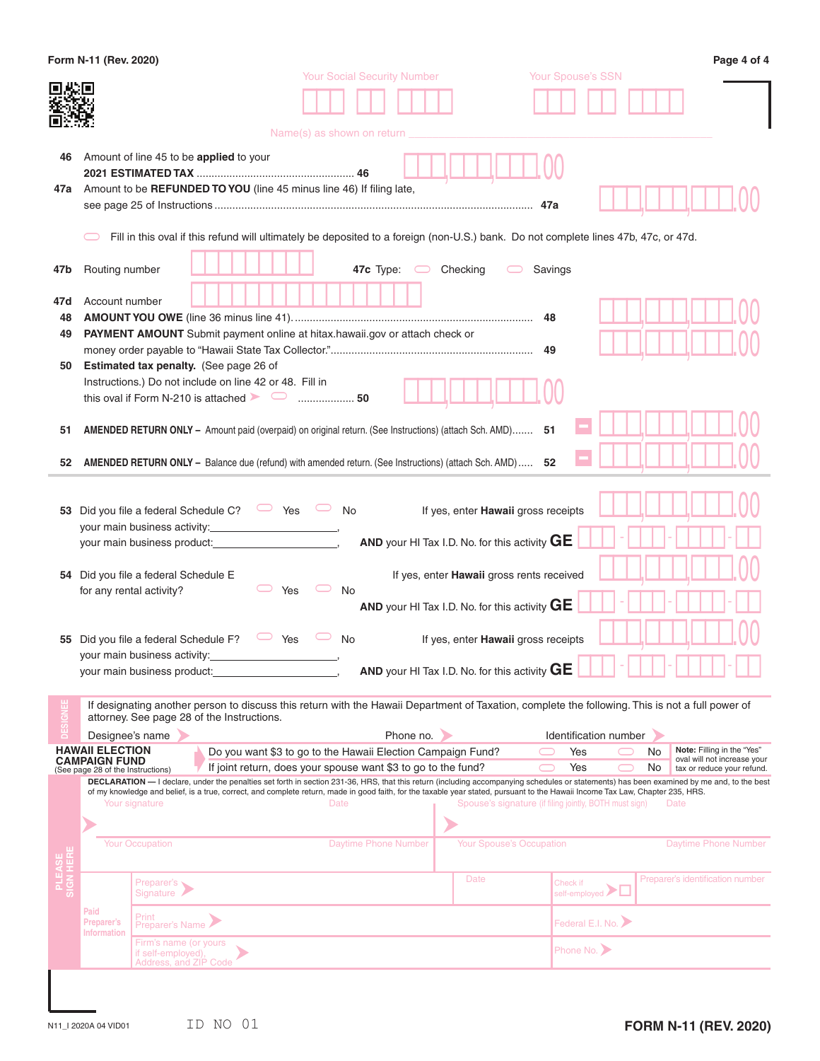Form N-11 (Rev. 2020)

Your Social Security Number

Your Spouse's SSN

Name(s) as shown on return

46 Amount of line 45 to be **applied** to your **2021 ESTIMATED TAX** .................................................... 46 .00

47a Amount to be **REFUNDED TO YOU** (line 45 minus line 46) If filing late, see page 25 of Instructions ........................................................................................................ 47a .00

Fill in this oval if this refund will ultimately be deposited to a foreign (non-U.S.) bank. Do not complete lines 47b, 47c, or 47d.

47b Routing number

47c Type: Checking Savings

47d Account number

48 **AMOUNT YOU OWE** (line 36 minus line 41)............................................................................ 48 .00

49 **PAYMENT AMOUNT** Submit payment online at hitax.hawaii.gov or attach check or money order payable to "Hawaii State Tax Collector."................................................................. 49 .00

50 **Estimated tax penalty.** (See page 26 of Instructions.) Do not include on line 42 or 48. Fill in this oval if Form N-210 is attached ➤ .................. 50 .00

51 **AMENDED RETURN ONLY –** Amount paid (overpaid) on original return. (See Instructions) (attach Sch. AMD)....... 51 – .00

52 **AMENDED RETURN ONLY –** Balance due (refund) with amended return. (See Instructions) (attach Sch. AMD)..... 52 – .00

53 Did you file a federal Schedule C? Yes No — If yes, enter **Hawaii** gross receipts .00
your main business activity:________________________,
your main business product:________________________, **AND** your HI Tax I.D. No. for this activity **GE**

54 Did you file a federal Schedule E for any rental activity? Yes No — If yes, enter **Hawaii** gross rents received .00
**AND** your HI Tax I.D. No. for this activity **GE**

55 Did you file a federal Schedule F? Yes No — If yes, enter **Hawaii** gross receipts .00
your main business activity:________________________,
your main business product:________________________, **AND** your HI Tax I.D. No. for this activity **GE**

**DESIGNEE**

If designating another person to discuss this return with the Hawaii Department of Taxation, complete the following. This is not a full power of attorney. See page 28 of the Instructions.

Designee's name ➤ Phone no. ➤ Identification number ➤

**HAWAII ELECTION CAMPAIGN FUND** (See page 28 of the Instructions)

Do you want $3 to go to the Hawaii Election Campaign Fund? Yes No

If joint return, does your spouse want $3 to go to the fund? Yes No

**Note:** Filling in the "Yes" oval will not increase your tax or reduce your refund.

**PLEASE SIGN HERE**

**DECLARATION —** I declare, under the penalties set forth in section 231-36, HRS, that this return (including accompanying schedules or statements) has been examined by me and, to the best of my knowledge and belief, is a true, correct, and complete return, made in good faith, for the taxable year stated, pursuant to the Hawaii Income Tax Law, Chapter 235, HRS.

Your signature ➤ Date — Spouse's signature (if filing jointly, BOTH must sign) ➤ Date

Your Occupation — Daytime Phone Number — Your Spouse's Occupation — Daytime Phone Number

**Paid Preparer's Information**

Preparer's Signature ➤ — Date — Check if self-employed ➤ ☐ — Preparer's identification number

Print Preparer's Name ➤ — Federal E.I. No. ➤

Firm's name (or yours if self-employed), Address, and ZIP Code ➤ — Phone No. ➤

N11_I 2020A 04 VID01 ID NO 01

FORM N-11 (REV. 2020)